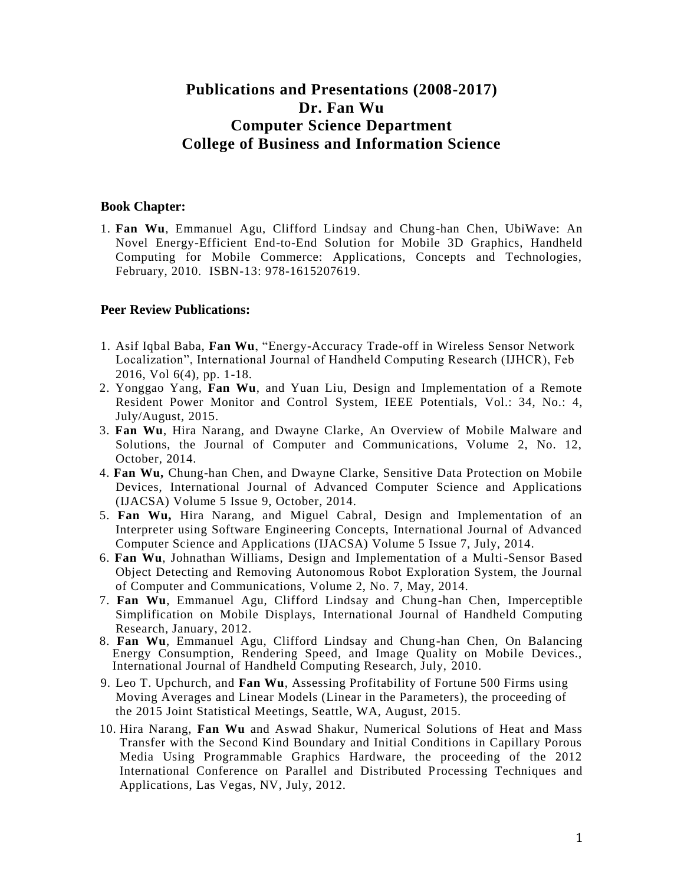# Publications and Presentations (2008-2017)
# Dr. Fan Wu
# Computer Science Department
# College of Business and Information Science

## Book Chapter:

1. **Fan Wu**, Emmanuel Agu, Clifford Lindsay and Chung-han Chen, UbiWave: An Novel Energy-Efficient End-to-End Solution for Mobile 3D Graphics, Handheld Computing for Mobile Commerce: Applications, Concepts and Technologies, February, 2010. ISBN-13: 978-1615207619.

## Peer Review Publications:

1. Asif Iqbal Baba, **Fan Wu**, "Energy-Accuracy Trade-off in Wireless Sensor Network Localization", International Journal of Handheld Computing Research (IJHCR), Feb 2016, Vol 6(4), pp. 1-18.
2. Yonggao Yang, **Fan Wu**, and Yuan Liu, Design and Implementation of a Remote Resident Power Monitor and Control System, IEEE Potentials, Vol.: 34, No.: 4, July/August, 2015.
3. **Fan Wu**, Hira Narang, and Dwayne Clarke, An Overview of Mobile Malware and Solutions, the Journal of Computer and Communications, Volume 2, No. 12, October, 2014.
4. **Fan Wu,** Chung-han Chen, and Dwayne Clarke, Sensitive Data Protection on Mobile Devices, International Journal of Advanced Computer Science and Applications (IJACSA) Volume 5 Issue 9, October, 2014.
5. **Fan Wu,** Hira Narang, and Miguel Cabral, Design and Implementation of an Interpreter using Software Engineering Concepts, International Journal of Advanced Computer Science and Applications (IJACSA) Volume 5 Issue 7, July, 2014.
6. **Fan Wu**, Johnathan Williams, Design and Implementation of a Multi-Sensor Based Object Detecting and Removing Autonomous Robot Exploration System, the Journal of Computer and Communications, Volume 2, No. 7, May, 2014.
7. **Fan Wu**, Emmanuel Agu, Clifford Lindsay and Chung-han Chen, Imperceptible Simplification on Mobile Displays, International Journal of Handheld Computing Research, January, 2012.
8. **Fan Wu**, Emmanuel Agu, Clifford Lindsay and Chung-han Chen, On Balancing Energy Consumption, Rendering Speed, and Image Quality on Mobile Devices., International Journal of Handheld Computing Research, July, 2010.
9. Leo T. Upchurch, and **Fan Wu**, Assessing Profitability of Fortune 500 Firms using Moving Averages and Linear Models (Linear in the Parameters), the proceeding of the 2015 Joint Statistical Meetings, Seattle, WA, August, 2015.
10. Hira Narang, **Fan Wu** and Aswad Shakur, Numerical Solutions of Heat and Mass Transfer with the Second Kind Boundary and Initial Conditions in Capillary Porous Media Using Programmable Graphics Hardware, the proceeding of the 2012 International Conference on Parallel and Distributed Processing Techniques and Applications, Las Vegas, NV, July, 2012.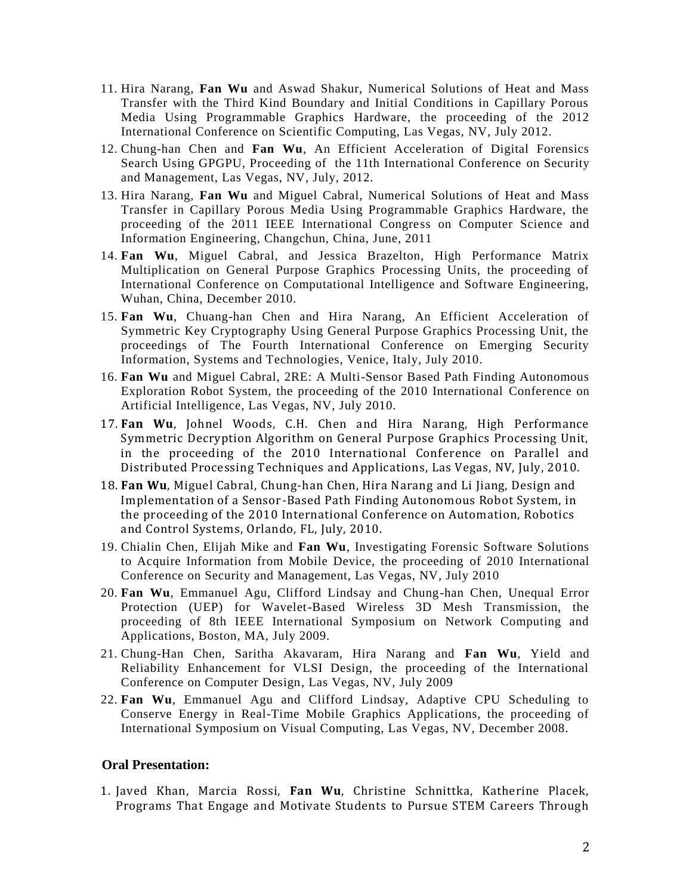11. Hira Narang, **Fan Wu** and Aswad Shakur, Numerical Solutions of Heat and Mass Transfer with the Third Kind Boundary and Initial Conditions in Capillary Porous Media Using Programmable Graphics Hardware, the proceeding of the 2012 International Conference on Scientific Computing, Las Vegas, NV, July 2012.
12. Chung-han Chen and **Fan Wu**, An Efficient Acceleration of Digital Forensics Search Using GPGPU, Proceeding of the 11th International Conference on Security and Management, Las Vegas, NV, July, 2012.
13. Hira Narang, **Fan Wu** and Miguel Cabral, Numerical Solutions of Heat and Mass Transfer in Capillary Porous Media Using Programmable Graphics Hardware, the proceeding of the 2011 IEEE International Congress on Computer Science and Information Engineering, Changchun, China, June, 2011
14. **Fan Wu**, Miguel Cabral, and Jessica Brazelton, High Performance Matrix Multiplication on General Purpose Graphics Processing Units, the proceeding of International Conference on Computational Intelligence and Software Engineering, Wuhan, China, December 2010.
15. **Fan Wu**, Chuang-han Chen and Hira Narang, An Efficient Acceleration of Symmetric Key Cryptography Using General Purpose Graphics Processing Unit, the proceedings of The Fourth International Conference on Emerging Security Information, Systems and Technologies, Venice, Italy, July 2010.
16. **Fan Wu** and Miguel Cabral, 2RE: A Multi-Sensor Based Path Finding Autonomous Exploration Robot System, the proceeding of the 2010 International Conference on Artificial Intelligence, Las Vegas, NV, July 2010.
17. **Fan Wu**, Johnel Woods, C.H. Chen and Hira Narang, High Performance Symmetric Decryption Algorithm on General Purpose Graphics Processing Unit, in the proceeding of the 2010 International Conference on Parallel and Distributed Processing Techniques and Applications, Las Vegas, NV, July, 2010.
18. **Fan Wu**, Miguel Cabral, Chung-han Chen, Hira Narang and Li Jiang, Design and Implementation of a Sensor-Based Path Finding Autonomous Robot System, in the proceeding of the 2010 International Conference on Automation, Robotics and Control Systems, Orlando, FL, July, 2010.
19. Chialin Chen, Elijah Mike and **Fan Wu**, Investigating Forensic Software Solutions to Acquire Information from Mobile Device, the proceeding of 2010 International Conference on Security and Management, Las Vegas, NV, July 2010
20. **Fan Wu**, Emmanuel Agu, Clifford Lindsay and Chung-han Chen, Unequal Error Protection (UEP) for Wavelet-Based Wireless 3D Mesh Transmission, the proceeding of 8th IEEE International Symposium on Network Computing and Applications, Boston, MA, July 2009.
21. Chung-Han Chen, Saritha Akavaram, Hira Narang and **Fan Wu**, Yield and Reliability Enhancement for VLSI Design, the proceeding of the International Conference on Computer Design, Las Vegas, NV, July 2009
22. **Fan Wu**, Emmanuel Agu and Clifford Lindsay, Adaptive CPU Scheduling to Conserve Energy in Real-Time Mobile Graphics Applications, the proceeding of International Symposium on Visual Computing, Las Vegas, NV, December 2008.

**Oral Presentation:**

1. Javed Khan, Marcia Rossi, **Fan Wu**, Christine Schnittka, Katherine Placek, Programs That Engage and Motivate Students to Pursue STEM Careers Through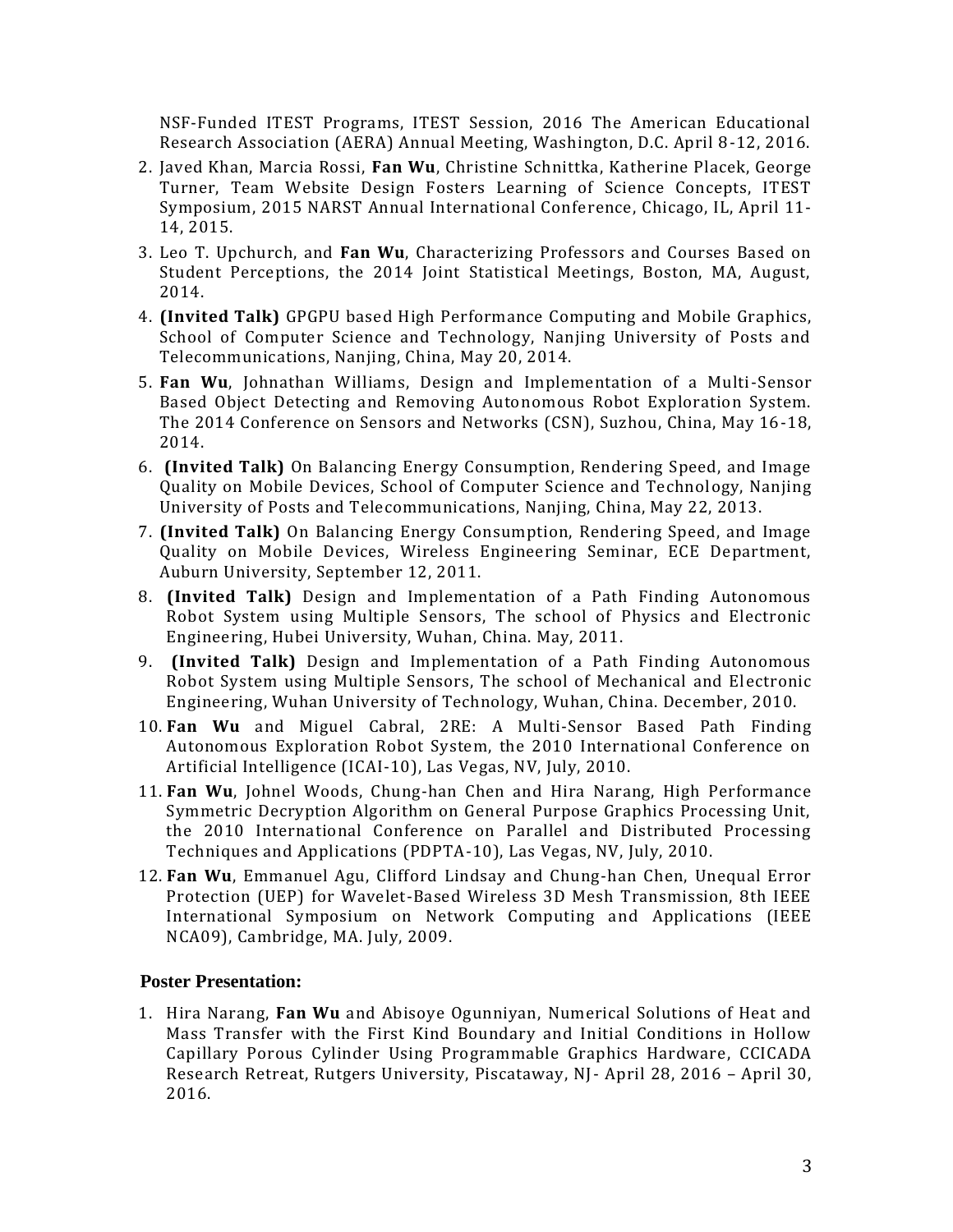NSF-Funded ITEST Programs, ITEST Session, 2016 The American Educational Research Association (AERA) Annual Meeting, Washington, D.C. April 8-12, 2016.

2. Javed Khan, Marcia Rossi, **Fan Wu**, Christine Schnittka, Katherine Placek, George Turner, Team Website Design Fosters Learning of Science Concepts, ITEST Symposium, 2015 NARST Annual International Conference, Chicago, IL, April 11-14, 2015.
3. Leo T. Upchurch, and **Fan Wu**, Characterizing Professors and Courses Based on Student Perceptions, the 2014 Joint Statistical Meetings, Boston, MA, August, 2014.
4. **(Invited Talk)** GPGPU based High Performance Computing and Mobile Graphics, School of Computer Science and Technology, Nanjing University of Posts and Telecommunications, Nanjing, China, May 20, 2014.
5. **Fan Wu**, Johnathan Williams, Design and Implementation of a Multi-Sensor Based Object Detecting and Removing Autonomous Robot Exploration System. The 2014 Conference on Sensors and Networks (CSN), Suzhou, China, May 16-18, 2014.
6. **(Invited Talk)** On Balancing Energy Consumption, Rendering Speed, and Image Quality on Mobile Devices, School of Computer Science and Technology, Nanjing University of Posts and Telecommunications, Nanjing, China, May 22, 2013.
7. **(Invited Talk)** On Balancing Energy Consumption, Rendering Speed, and Image Quality on Mobile Devices, Wireless Engineering Seminar, ECE Department, Auburn University, September 12, 2011.
8. **(Invited Talk)** Design and Implementation of a Path Finding Autonomous Robot System using Multiple Sensors, The school of Physics and Electronic Engineering, Hubei University, Wuhan, China. May, 2011.
9. **(Invited Talk)** Design and Implementation of a Path Finding Autonomous Robot System using Multiple Sensors, The school of Mechanical and Electronic Engineering, Wuhan University of Technology, Wuhan, China. December, 2010.
10. **Fan Wu** and Miguel Cabral, 2RE: A Multi-Sensor Based Path Finding Autonomous Exploration Robot System, the 2010 International Conference on Artificial Intelligence (ICAI-10), Las Vegas, NV, July, 2010.
11. **Fan Wu**, Johnel Woods, Chung-han Chen and Hira Narang, High Performance Symmetric Decryption Algorithm on General Purpose Graphics Processing Unit, the 2010 International Conference on Parallel and Distributed Processing Techniques and Applications (PDPTA-10), Las Vegas, NV, July, 2010.
12. **Fan Wu**, Emmanuel Agu, Clifford Lindsay and Chung-han Chen, Unequal Error Protection (UEP) for Wavelet-Based Wireless 3D Mesh Transmission, 8th IEEE International Symposium on Network Computing and Applications (IEEE NCA09), Cambridge, MA. July, 2009.

**Poster Presentation:**

1. Hira Narang, **Fan Wu** and Abisoye Ogunniyan, Numerical Solutions of Heat and Mass Transfer with the First Kind Boundary and Initial Conditions in Hollow Capillary Porous Cylinder Using Programmable Graphics Hardware, CCICADA Research Retreat, Rutgers University, Piscataway, NJ- April 28, 2016 – April 30, 2016.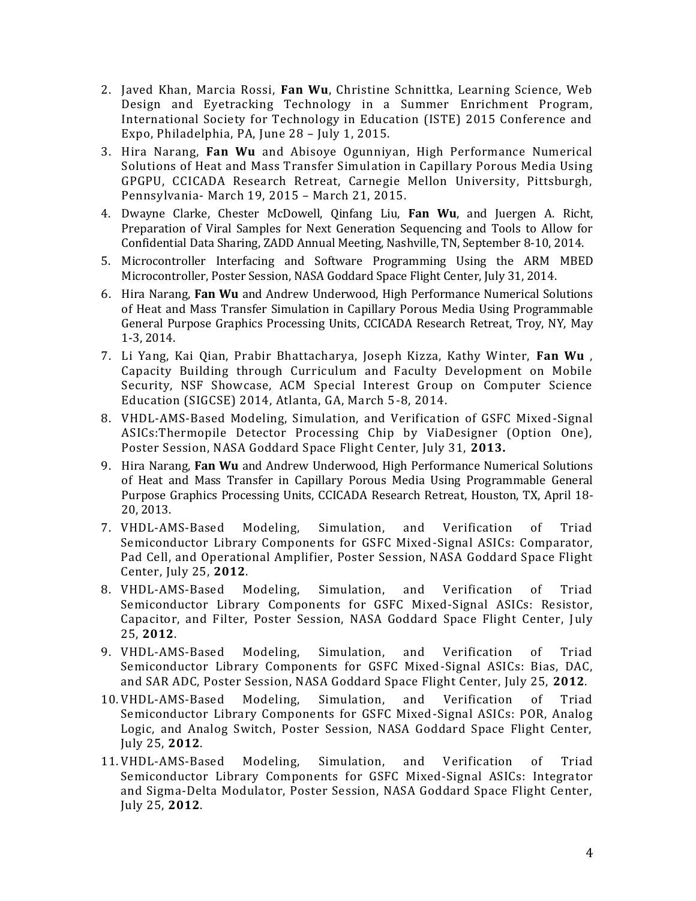2. Javed Khan, Marcia Rossi, **Fan Wu**, Christine Schnittka, Learning Science, Web Design and Eyetracking Technology in a Summer Enrichment Program, International Society for Technology in Education (ISTE) 2015 Conference and Expo, Philadelphia, PA, June 28 – July 1, 2015.
3. Hira Narang, **Fan Wu** and Abisoye Ogunniyan, High Performance Numerical Solutions of Heat and Mass Transfer Simulation in Capillary Porous Media Using GPGPU, CCICADA Research Retreat, Carnegie Mellon University, Pittsburgh, Pennsylvania- March 19, 2015 – March 21, 2015.
4. Dwayne Clarke, Chester McDowell, Qinfang Liu, **Fan Wu**, and Juergen A. Richt, Preparation of Viral Samples for Next Generation Sequencing and Tools to Allow for Confidential Data Sharing, ZADD Annual Meeting, Nashville, TN, September 8-10, 2014.
5. Microcontroller Interfacing and Software Programming Using the ARM MBED Microcontroller, Poster Session, NASA Goddard Space Flight Center, July 31, 2014.
6. Hira Narang, **Fan Wu** and Andrew Underwood, High Performance Numerical Solutions of Heat and Mass Transfer Simulation in Capillary Porous Media Using Programmable General Purpose Graphics Processing Units, CCICADA Research Retreat, Troy, NY, May 1-3, 2014.
7. Li Yang, Kai Qian, Prabir Bhattacharya, Joseph Kizza, Kathy Winter, **Fan Wu** , Capacity Building through Curriculum and Faculty Development on Mobile Security, NSF Showcase, ACM Special Interest Group on Computer Science Education (SIGCSE) 2014, Atlanta, GA, March 5-8, 2014.
8. VHDL-AMS-Based Modeling, Simulation, and Verification of GSFC Mixed-Signal ASICs:Thermopile Detector Processing Chip by ViaDesigner (Option One), Poster Session, NASA Goddard Space Flight Center, July 31, **2013.**
9. Hira Narang, **Fan Wu** and Andrew Underwood, High Performance Numerical Solutions of Heat and Mass Transfer in Capillary Porous Media Using Programmable General Purpose Graphics Processing Units, CCICADA Research Retreat, Houston, TX, April 18-20, 2013.

7. VHDL-AMS-Based Modeling, Simulation, and Verification of Triad Semiconductor Library Components for GSFC Mixed-Signal ASICs: Comparator, Pad Cell, and Operational Amplifier, Poster Session, NASA Goddard Space Flight Center, July 25, **2012**.
8. VHDL-AMS-Based Modeling, Simulation, and Verification of Triad Semiconductor Library Components for GSFC Mixed-Signal ASICs: Resistor, Capacitor, and Filter, Poster Session, NASA Goddard Space Flight Center, July 25, **2012**.
9. VHDL-AMS-Based Modeling, Simulation, and Verification of Triad Semiconductor Library Components for GSFC Mixed-Signal ASICs: Bias, DAC, and SAR ADC, Poster Session, NASA Goddard Space Flight Center, July 25, **2012**.
10. VHDL-AMS-Based Modeling, Simulation, and Verification of Triad Semiconductor Library Components for GSFC Mixed-Signal ASICs: POR, Analog Logic, and Analog Switch, Poster Session, NASA Goddard Space Flight Center, July 25, **2012**.
11. VHDL-AMS-Based Modeling, Simulation, and Verification of Triad Semiconductor Library Components for GSFC Mixed-Signal ASICs: Integrator and Sigma-Delta Modulator, Poster Session, NASA Goddard Space Flight Center, July 25, **2012**.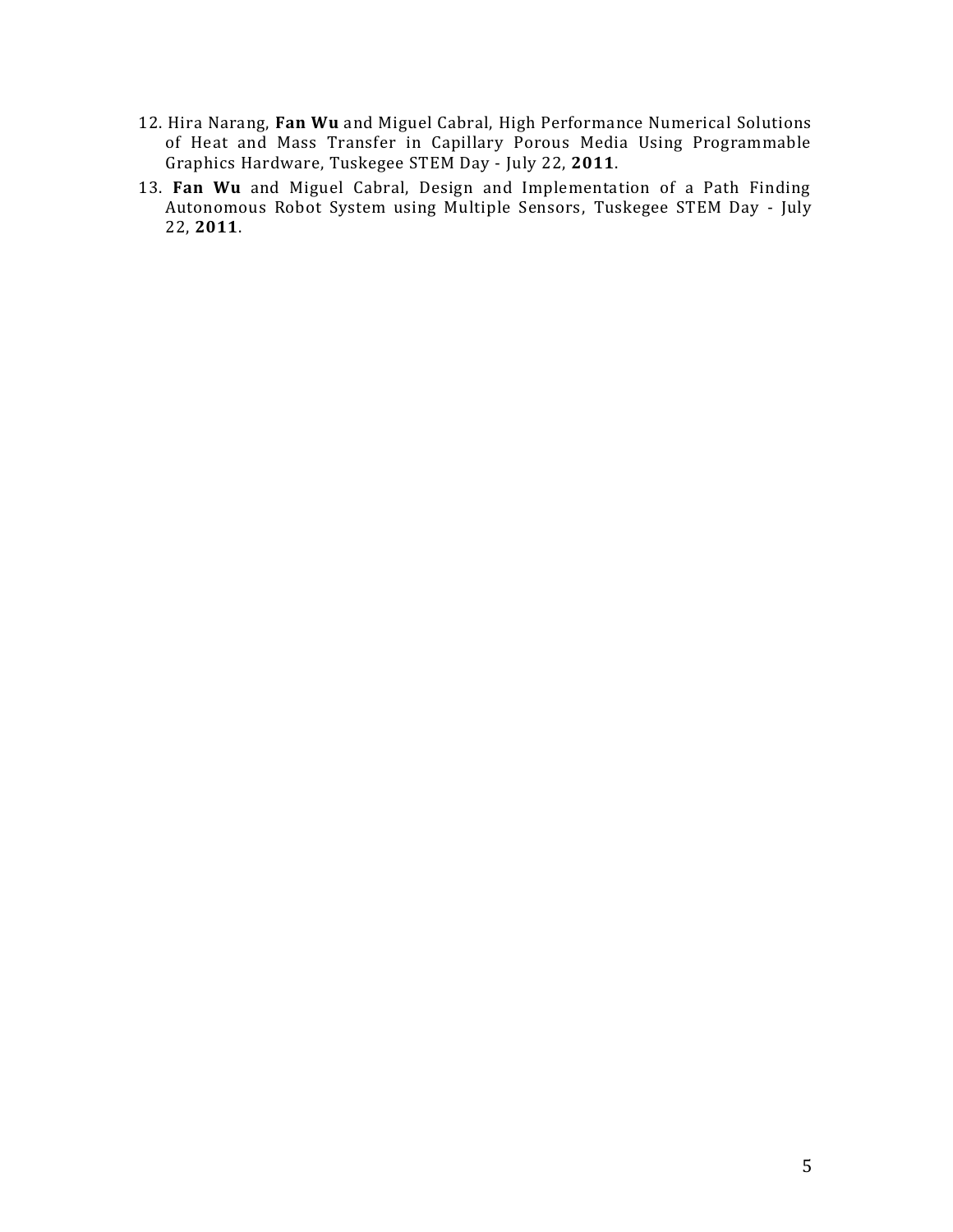12. Hira Narang, **Fan Wu** and Miguel Cabral, High Performance Numerical Solutions of Heat and Mass Transfer in Capillary Porous Media Using Programmable Graphics Hardware, Tuskegee STEM Day - July 22, **2011**.
13. **Fan Wu** and Miguel Cabral, Design and Implementation of a Path Finding Autonomous Robot System using Multiple Sensors, Tuskegee STEM Day - July 22, **2011**.